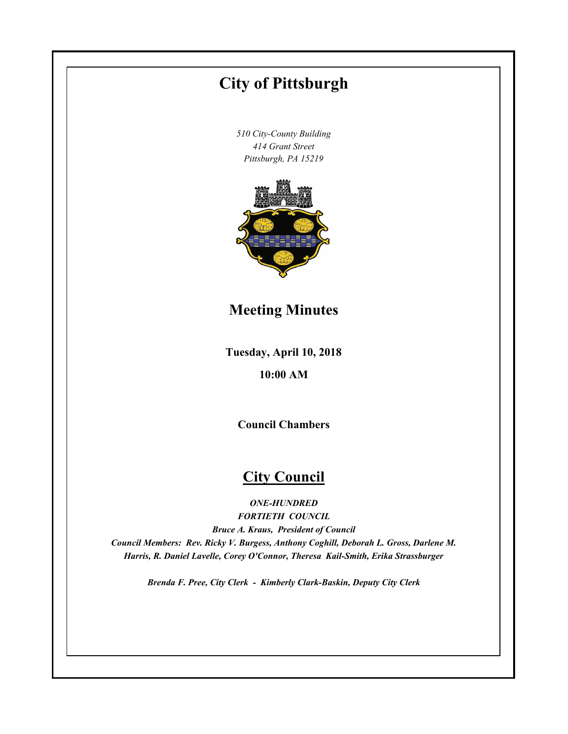# City of Pittsburgh

*510 City-County Building*
*414 Grant Street*
*Pittsburgh, PA 15219*

## Meeting Minutes

**Tuesday, April 10, 2018**

**10:00 AM**

**Council Chambers**

## City Council

***ONE-HUNDRED FORTIETH COUNCIL***

***Bruce A. Kraus, President of Council***

***Council Members: Rev. Ricky V. Burgess, Anthony Coghill, Deborah L. Gross, Darlene M. Harris, R. Daniel Lavelle, Corey O'Connor, Theresa Kail-Smith, Erika Strassburger***

***Brenda F. Pree, City Clerk - Kimberly Clark-Baskin, Deputy City Clerk***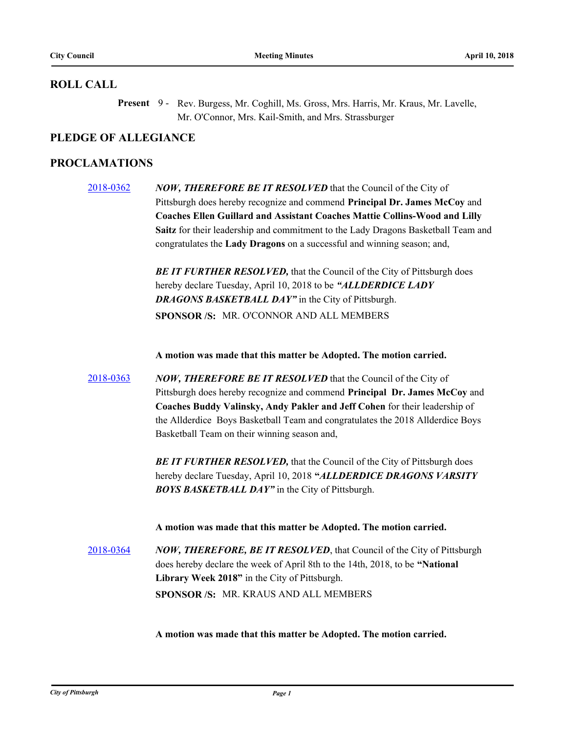## ROLL CALL

**Present** 9 - Rev. Burgess, Mr. Coghill, Ms. Gross, Mrs. Harris, Mr. Kraus, Mr. Lavelle, Mr. O'Connor, Mrs. Kail-Smith, and Mrs. Strassburger

## PLEDGE OF ALLEGIANCE

## PROCLAMATIONS

[2018-0362](2018-0362) ***NOW, THEREFORE BE IT RESOLVED*** that the Council of the City of Pittsburgh does hereby recognize and commend **Principal Dr. James McCoy** and **Coaches Ellen Guillard and Assistant Coaches Mattie Collins-Wood and Lilly Saitz** for their leadership and commitment to the Lady Dragons Basketball Team and congratulates the **Lady Dragons** on a successful and winning season; and,

***BE IT FURTHER RESOLVED,*** that the Council of the City of Pittsburgh does hereby declare Tuesday, April 10, 2018 to be ***"ALLDERDICE LADY DRAGONS BASKETBALL DAY"*** in the City of Pittsburgh.

**SPONSOR /S:** MR. O'CONNOR AND ALL MEMBERS

**A motion was made that this matter be Adopted. The motion carried.**

[2018-0363](2018-0363) ***NOW, THEREFORE BE IT RESOLVED*** that the Council of the City of Pittsburgh does hereby recognize and commend **Principal Dr. James McCoy** and **Coaches Buddy Valinsky, Andy Pakler and Jeff Cohen** for their leadership of the Allderdice Boys Basketball Team and congratulates the 2018 Allderdice Boys Basketball Team on their winning season and,

***BE IT FURTHER RESOLVED,*** that the Council of the City of Pittsburgh does hereby declare Tuesday, April 10, 2018 **"*ALLDERDICE DRAGONS VARSITY BOYS BASKETBALL DAY"*** in the City of Pittsburgh.

**A motion was made that this matter be Adopted. The motion carried.**

[2018-0364](2018-0364) ***NOW, THEREFORE, BE IT RESOLVED***, that Council of the City of Pittsburgh does hereby declare the week of April 8th to the 14th, 2018, to be **"National Library Week 2018"** in the City of Pittsburgh.

**SPONSOR /S:** MR. KRAUS AND ALL MEMBERS

**A motion was made that this matter be Adopted. The motion carried.**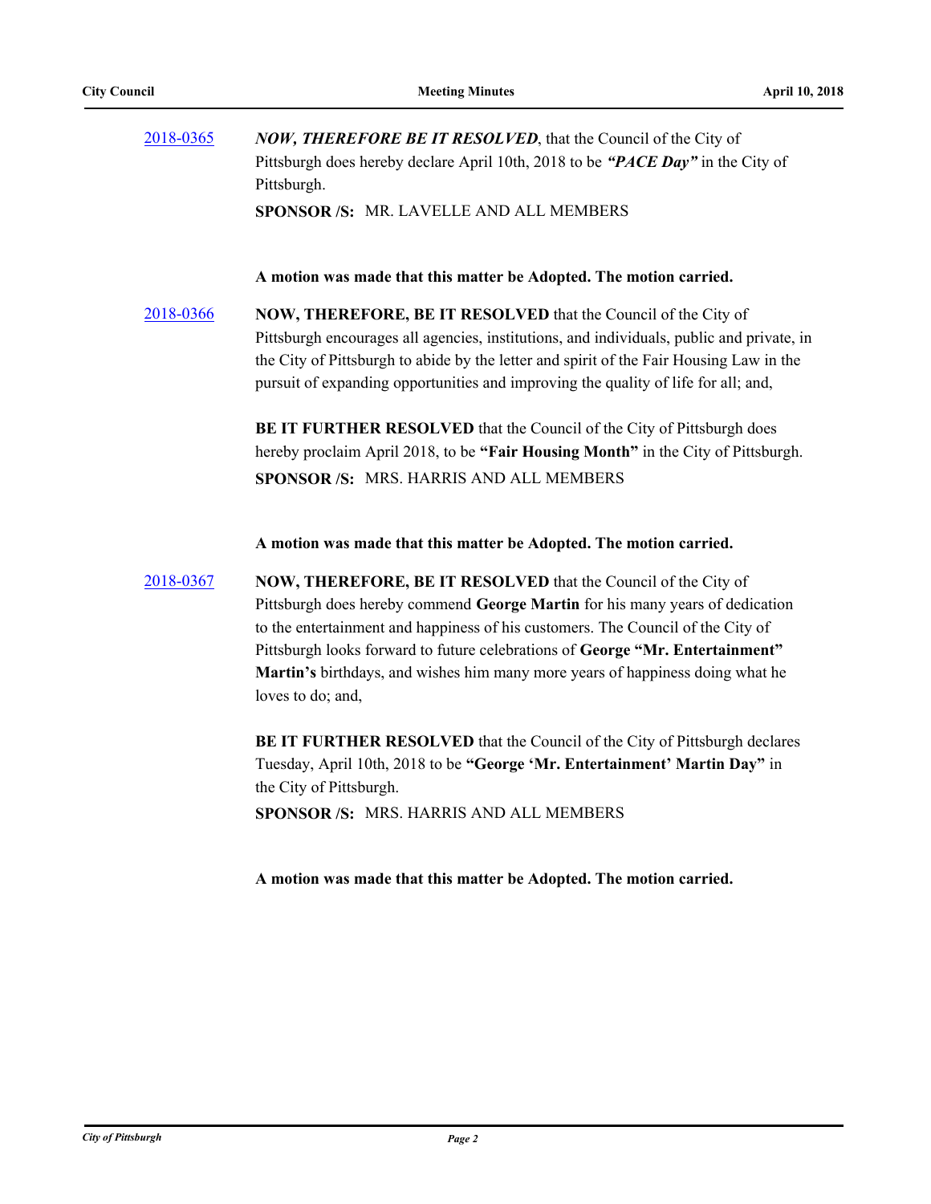[2018-0365](#) ***NOW, THEREFORE BE IT RESOLVED***, that the Council of the City of Pittsburgh does hereby declare April 10th, 2018 to be ***"PACE Day"*** in the City of Pittsburgh.

**SPONSOR /S:** MR. LAVELLE AND ALL MEMBERS

**A motion was made that this matter be Adopted. The motion carried.**

[2018-0366](#) **NOW, THEREFORE, BE IT RESOLVED** that the Council of the City of Pittsburgh encourages all agencies, institutions, and individuals, public and private, in the City of Pittsburgh to abide by the letter and spirit of the Fair Housing Law in the pursuit of expanding opportunities and improving the quality of life for all; and,

**BE IT FURTHER RESOLVED** that the Council of the City of Pittsburgh does hereby proclaim April 2018, to be **"Fair Housing Month"** in the City of Pittsburgh.

**SPONSOR /S:** MRS. HARRIS AND ALL MEMBERS

**A motion was made that this matter be Adopted. The motion carried.**

[2018-0367](#) **NOW, THEREFORE, BE IT RESOLVED** that the Council of the City of Pittsburgh does hereby commend **George Martin** for his many years of dedication to the entertainment and happiness of his customers. The Council of the City of Pittsburgh looks forward to future celebrations of **George "Mr. Entertainment" Martin's** birthdays, and wishes him many more years of happiness doing what he loves to do; and,

**BE IT FURTHER RESOLVED** that the Council of the City of Pittsburgh declares Tuesday, April 10th, 2018 to be **"George 'Mr. Entertainment' Martin Day"** in the City of Pittsburgh.

**SPONSOR /S:** MRS. HARRIS AND ALL MEMBERS

**A motion was made that this matter be Adopted. The motion carried.**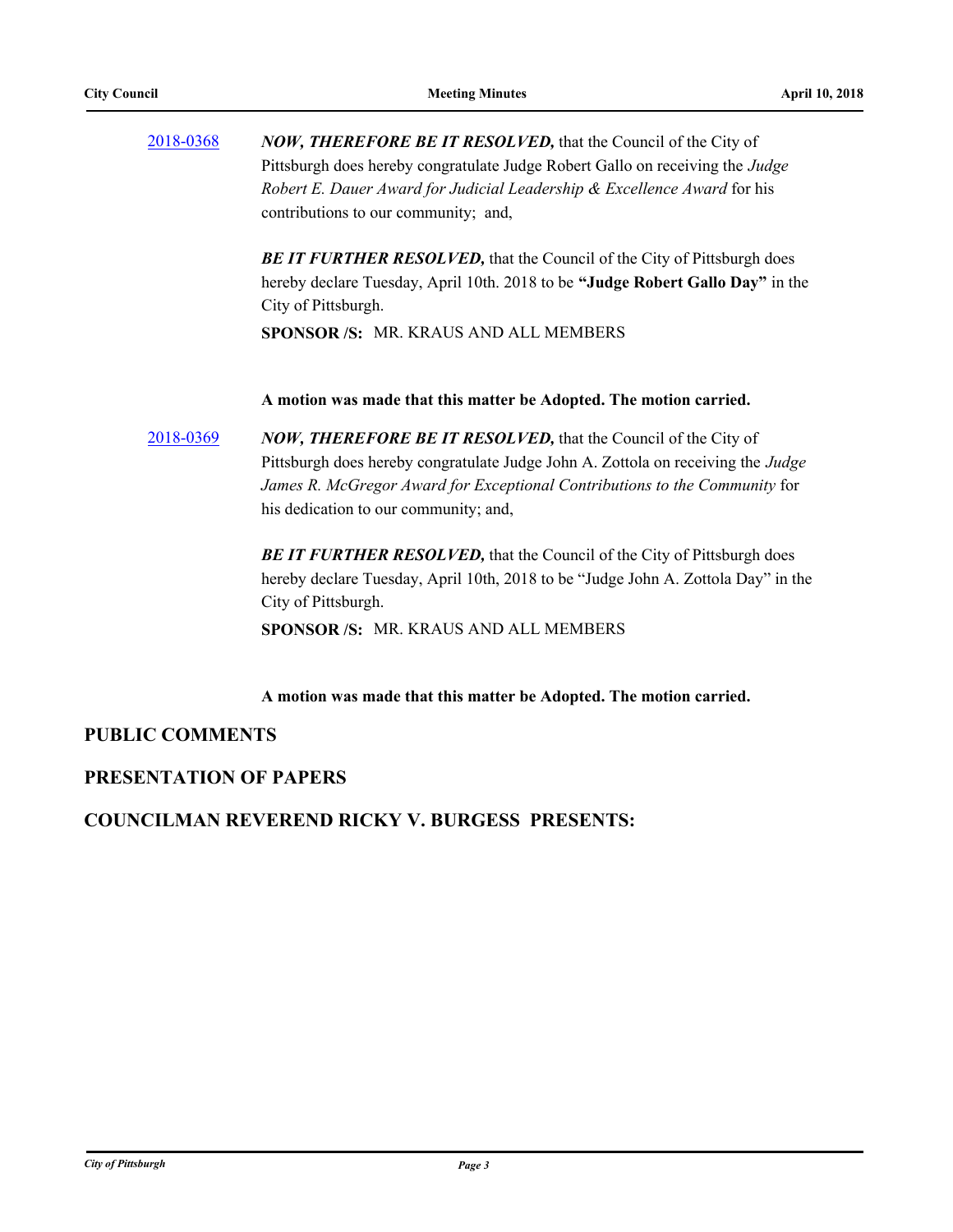2018-0368 ***NOW, THEREFORE BE IT RESOLVED,*** that the Council of the City of Pittsburgh does hereby congratulate Judge Robert Gallo on receiving the *Judge Robert E. Dauer Award for Judicial Leadership & Excellence Award* for his contributions to our community; and,

***BE IT FURTHER RESOLVED,*** that the Council of the City of Pittsburgh does hereby declare Tuesday, April 10th. 2018 to be **"Judge Robert Gallo Day"** in the City of Pittsburgh.

**SPONSOR /S:** MR. KRAUS AND ALL MEMBERS

**A motion was made that this matter be Adopted. The motion carried.**

2018-0369 ***NOW, THEREFORE BE IT RESOLVED,*** that the Council of the City of Pittsburgh does hereby congratulate Judge John A. Zottola on receiving the *Judge James R. McGregor Award for Exceptional Contributions to the Community* for his dedication to our community; and,

***BE IT FURTHER RESOLVED,*** that the Council of the City of Pittsburgh does hereby declare Tuesday, April 10th, 2018 to be "Judge John A. Zottola Day" in the City of Pittsburgh.

**SPONSOR /S:** MR. KRAUS AND ALL MEMBERS

**A motion was made that this matter be Adopted. The motion carried.**

## PUBLIC COMMENTS

## PRESENTATION OF PAPERS

## COUNCILMAN REVEREND RICKY V. BURGESS PRESENTS: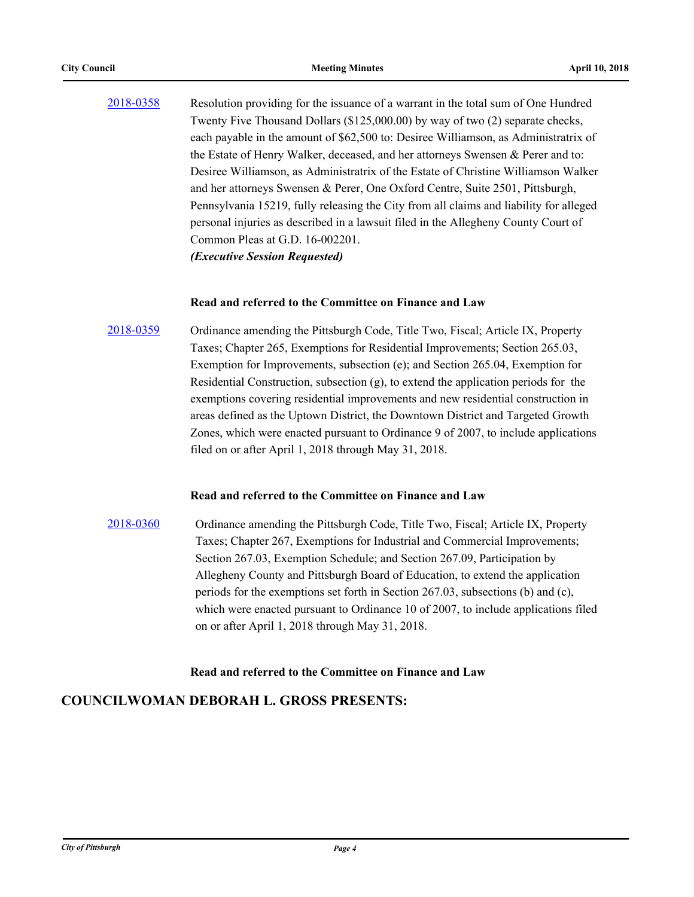2018-0358 Resolution providing for the issuance of a warrant in the total sum of One Hundred Twenty Five Thousand Dollars ($125,000.00) by way of two (2) separate checks, each payable in the amount of $62,500 to: Desiree Williamson, as Administratrix of the Estate of Henry Walker, deceased, and her attorneys Swensen & Perer and to: Desiree Williamson, as Administratrix of the Estate of Christine Williamson Walker and her attorneys Swensen & Perer, One Oxford Centre, Suite 2501, Pittsburgh, Pennsylvania 15219, fully releasing the City from all claims and liability for alleged personal injuries as described in a lawsuit filed in the Allegheny County Court of Common Pleas at G.D. 16-002201.
***(Executive Session Requested)***

**Read and referred to the Committee on Finance and Law**

2018-0359 Ordinance amending the Pittsburgh Code, Title Two, Fiscal; Article IX, Property Taxes; Chapter 265, Exemptions for Residential Improvements; Section 265.03, Exemption for Improvements, subsection (e); and Section 265.04, Exemption for Residential Construction, subsection (g), to extend the application periods for the exemptions covering residential improvements and new residential construction in areas defined as the Uptown District, the Downtown District and Targeted Growth Zones, which were enacted pursuant to Ordinance 9 of 2007, to include applications filed on or after April 1, 2018 through May 31, 2018.

**Read and referred to the Committee on Finance and Law**

2018-0360 Ordinance amending the Pittsburgh Code, Title Two, Fiscal; Article IX, Property Taxes; Chapter 267, Exemptions for Industrial and Commercial Improvements; Section 267.03, Exemption Schedule; and Section 267.09, Participation by Allegheny County and Pittsburgh Board of Education, to extend the application periods for the exemptions set forth in Section 267.03, subsections (b) and (c), which were enacted pursuant to Ordinance 10 of 2007, to include applications filed on or after April 1, 2018 through May 31, 2018.

**Read and referred to the Committee on Finance and Law**

## COUNCILWOMAN DEBORAH L. GROSS PRESENTS: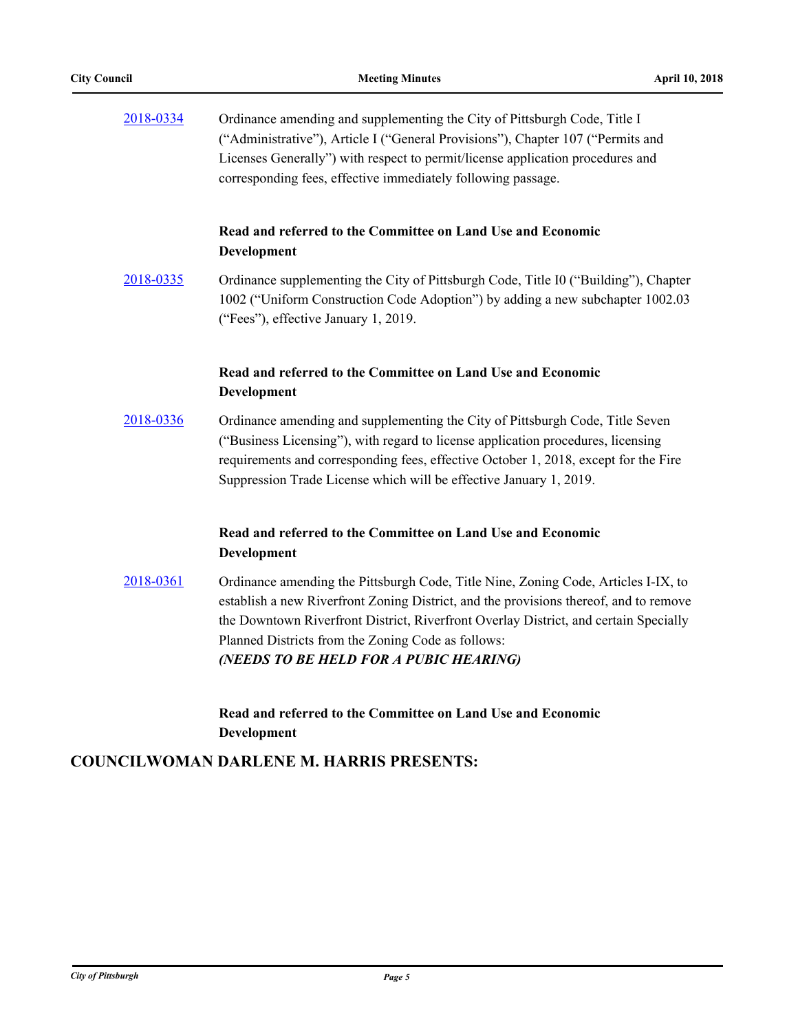2018-0334 Ordinance amending and supplementing the City of Pittsburgh Code, Title I ("Administrative"), Article I ("General Provisions"), Chapter 107 ("Permits and Licenses Generally") with respect to permit/license application procedures and corresponding fees, effective immediately following passage.

**Read and referred to the Committee on Land Use and Economic Development**

2018-0335 Ordinance supplementing the City of Pittsburgh Code, Title I0 ("Building"), Chapter 1002 ("Uniform Construction Code Adoption") by adding a new subchapter 1002.03 ("Fees"), effective January 1, 2019.

**Read and referred to the Committee on Land Use and Economic Development**

2018-0336 Ordinance amending and supplementing the City of Pittsburgh Code, Title Seven ("Business Licensing"), with regard to license application procedures, licensing requirements and corresponding fees, effective October 1, 2018, except for the Fire Suppression Trade License which will be effective January 1, 2019.

**Read and referred to the Committee on Land Use and Economic Development**

2018-0361 Ordinance amending the Pittsburgh Code, Title Nine, Zoning Code, Articles I-IX, to establish a new Riverfront Zoning District, and the provisions thereof, and to remove the Downtown Riverfront District, Riverfront Overlay District, and certain Specially Planned Districts from the Zoning Code as follows:
***(NEEDS TO BE HELD FOR A PUBIC HEARING)***

**Read and referred to the Committee on Land Use and Economic Development**

## COUNCILWOMAN DARLENE M. HARRIS PRESENTS: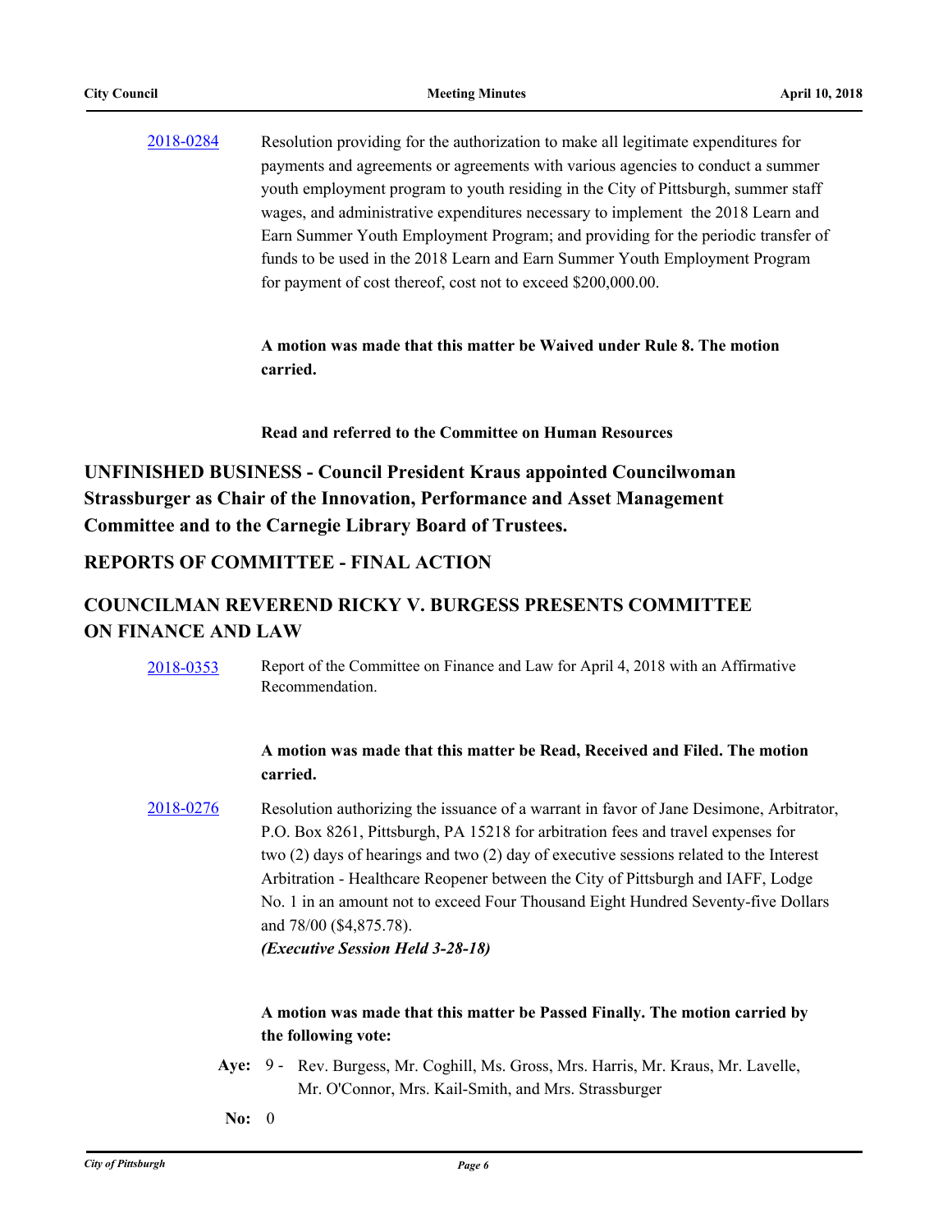2018-0284 Resolution providing for the authorization to make all legitimate expenditures for payments and agreements or agreements with various agencies to conduct a summer youth employment program to youth residing in the City of Pittsburgh, summer staff wages, and administrative expenditures necessary to implement the 2018 Learn and Earn Summer Youth Employment Program; and providing for the periodic transfer of funds to be used in the 2018 Learn and Earn Summer Youth Employment Program for payment of cost thereof, cost not to exceed $200,000.00.

**A motion was made that this matter be Waived under Rule 8. The motion carried.**

**Read and referred to the Committee on Human Resources**

## UNFINISHED BUSINESS - Council President Kraus appointed Councilwoman Strassburger as Chair of the Innovation, Performance and Asset Management Committee and to the Carnegie Library Board of Trustees.

## REPORTS OF COMMITTEE - FINAL ACTION

## COUNCILMAN REVEREND RICKY V. BURGESS PRESENTS COMMITTEE ON FINANCE AND LAW

2018-0353 Report of the Committee on Finance and Law for April 4, 2018 with an Affirmative Recommendation.

**A motion was made that this matter be Read, Received and Filed. The motion carried.**

2018-0276 Resolution authorizing the issuance of a warrant in favor of Jane Desimone, Arbitrator, P.O. Box 8261, Pittsburgh, PA 15218 for arbitration fees and travel expenses for two (2) days of hearings and two (2) day of executive sessions related to the Interest Arbitration - Healthcare Reopener between the City of Pittsburgh and IAFF, Lodge No. 1 in an amount not to exceed Four Thousand Eight Hundred Seventy-five Dollars and 78/00 ($4,875.78).
***(Executive Session Held 3-28-18)***

**A motion was made that this matter be Passed Finally. The motion carried by the following vote:**

**Aye:** 9 - Rev. Burgess, Mr. Coghill, Ms. Gross, Mrs. Harris, Mr. Kraus, Mr. Lavelle, Mr. O'Connor, Mrs. Kail-Smith, and Mrs. Strassburger

**No:** 0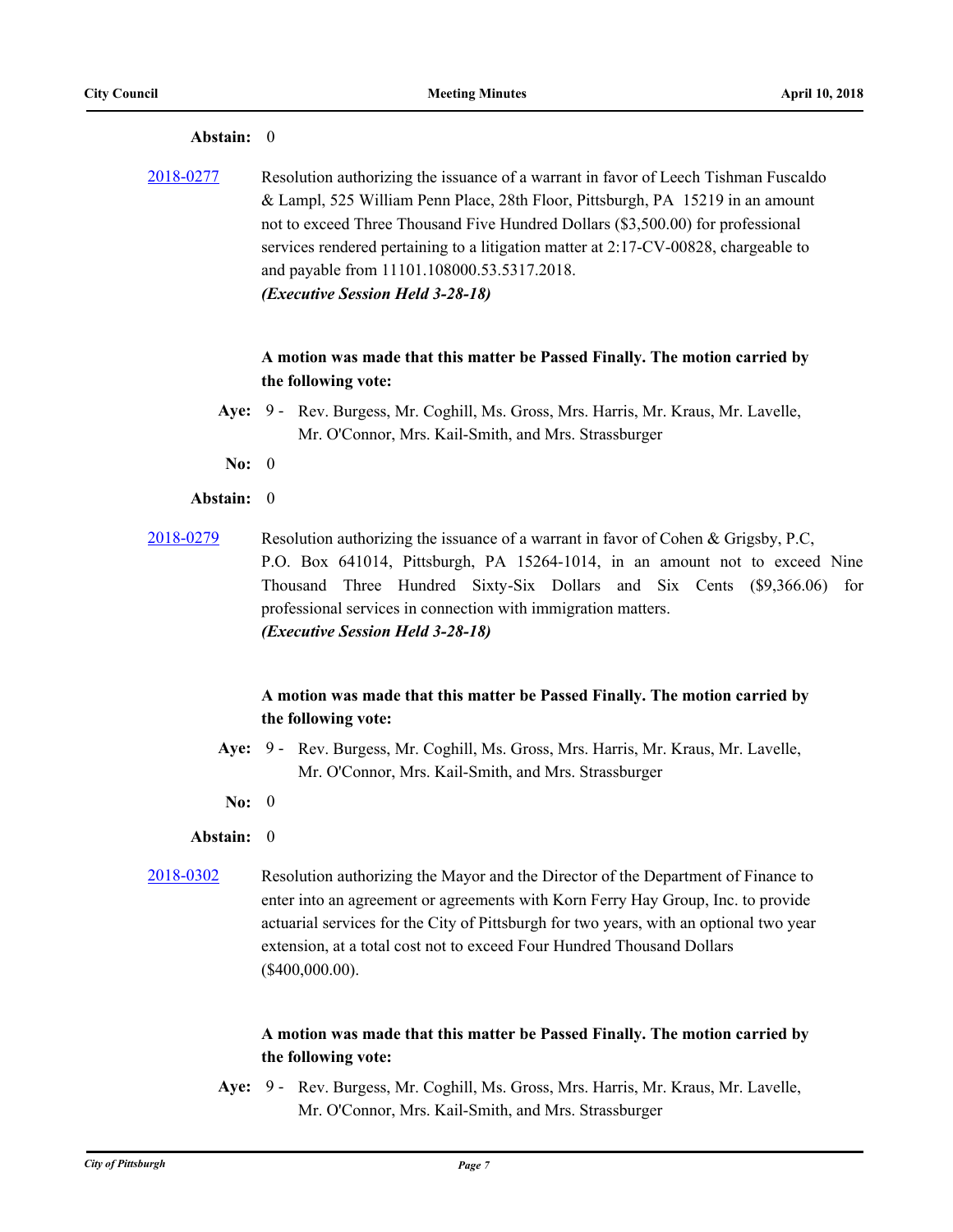**Abstain:** 0

2018-0277 Resolution authorizing the issuance of a warrant in favor of Leech Tishman Fuscaldo & Lampl, 525 William Penn Place, 28th Floor, Pittsburgh, PA 15219 in an amount not to exceed Three Thousand Five Hundred Dollars ($3,500.00) for professional services rendered pertaining to a litigation matter at 2:17-CV-00828, chargeable to and payable from 11101.108000.53.5317.2018.
***(Executive Session Held 3-28-18)***

**A motion was made that this matter be Passed Finally. The motion carried by the following vote:**

**Aye:** 9 - Rev. Burgess, Mr. Coghill, Ms. Gross, Mrs. Harris, Mr. Kraus, Mr. Lavelle, Mr. O'Connor, Mrs. Kail-Smith, and Mrs. Strassburger

**No:** 0

**Abstain:** 0

2018-0279 Resolution authorizing the issuance of a warrant in favor of Cohen & Grigsby, P.C, P.O. Box 641014, Pittsburgh, PA 15264-1014, in an amount not to exceed Nine Thousand Three Hundred Sixty-Six Dollars and Six Cents ($9,366.06) for professional services in connection with immigration matters.
***(Executive Session Held 3-28-18)***

**A motion was made that this matter be Passed Finally. The motion carried by the following vote:**

**Aye:** 9 - Rev. Burgess, Mr. Coghill, Ms. Gross, Mrs. Harris, Mr. Kraus, Mr. Lavelle, Mr. O'Connor, Mrs. Kail-Smith, and Mrs. Strassburger

**No:** 0

**Abstain:** 0

2018-0302 Resolution authorizing the Mayor and the Director of the Department of Finance to enter into an agreement or agreements with Korn Ferry Hay Group, Inc. to provide actuarial services for the City of Pittsburgh for two years, with an optional two year extension, at a total cost not to exceed Four Hundred Thousand Dollars ($400,000.00).

**A motion was made that this matter be Passed Finally. The motion carried by the following vote:**

**Aye:** 9 - Rev. Burgess, Mr. Coghill, Ms. Gross, Mrs. Harris, Mr. Kraus, Mr. Lavelle, Mr. O'Connor, Mrs. Kail-Smith, and Mrs. Strassburger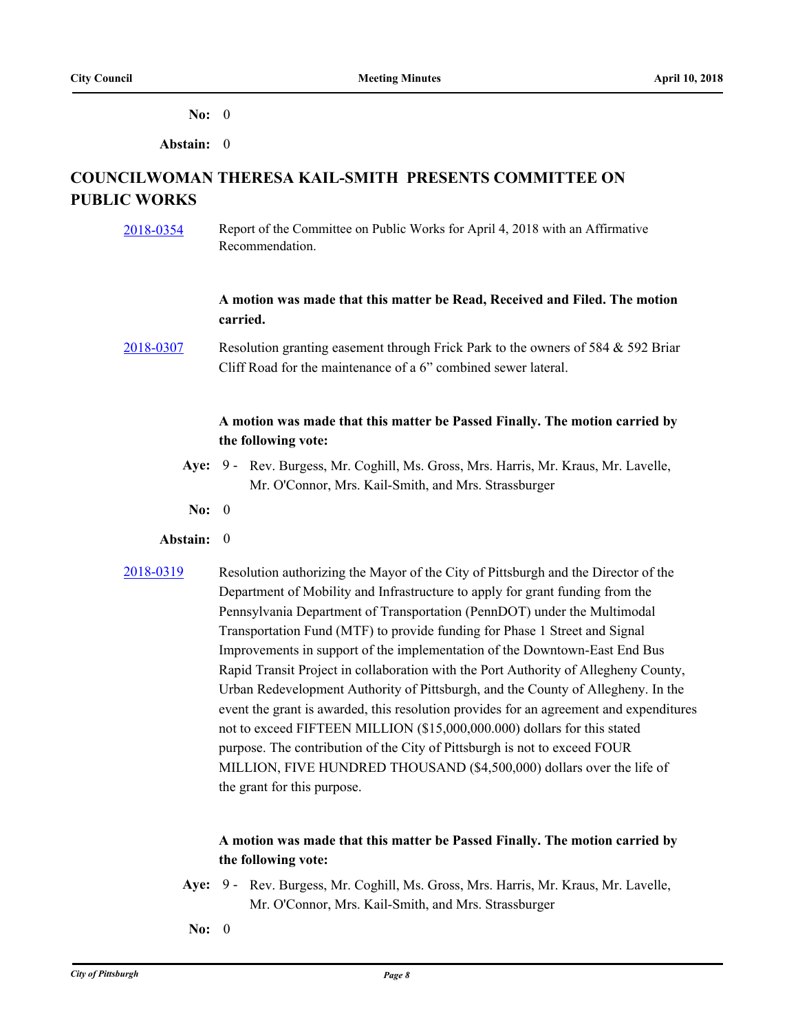**No:** 0

**Abstain:** 0

## COUNCILWOMAN THERESA KAIL-SMITH PRESENTS COMMITTEE ON PUBLIC WORKS

2018-0354 Report of the Committee on Public Works for April 4, 2018 with an Affirmative Recommendation.

**A motion was made that this matter be Read, Received and Filed. The motion carried.**

2018-0307 Resolution granting easement through Frick Park to the owners of 584 & 592 Briar Cliff Road for the maintenance of a 6" combined sewer lateral.

**A motion was made that this matter be Passed Finally. The motion carried by the following vote:**

**Aye:** 9 - Rev. Burgess, Mr. Coghill, Ms. Gross, Mrs. Harris, Mr. Kraus, Mr. Lavelle, Mr. O'Connor, Mrs. Kail-Smith, and Mrs. Strassburger

**No:** 0

**Abstain:** 0

2018-0319 Resolution authorizing the Mayor of the City of Pittsburgh and the Director of the Department of Mobility and Infrastructure to apply for grant funding from the Pennsylvania Department of Transportation (PennDOT) under the Multimodal Transportation Fund (MTF) to provide funding for Phase 1 Street and Signal Improvements in support of the implementation of the Downtown-East End Bus Rapid Transit Project in collaboration with the Port Authority of Allegheny County, Urban Redevelopment Authority of Pittsburgh, and the County of Allegheny. In the event the grant is awarded, this resolution provides for an agreement and expenditures not to exceed FIFTEEN MILLION ($15,000,000.000) dollars for this stated purpose. The contribution of the City of Pittsburgh is not to exceed FOUR MILLION, FIVE HUNDRED THOUSAND ($4,500,000) dollars over the life of the grant for this purpose.

**A motion was made that this matter be Passed Finally. The motion carried by the following vote:**

**Aye:** 9 - Rev. Burgess, Mr. Coghill, Ms. Gross, Mrs. Harris, Mr. Kraus, Mr. Lavelle, Mr. O'Connor, Mrs. Kail-Smith, and Mrs. Strassburger

**No:** 0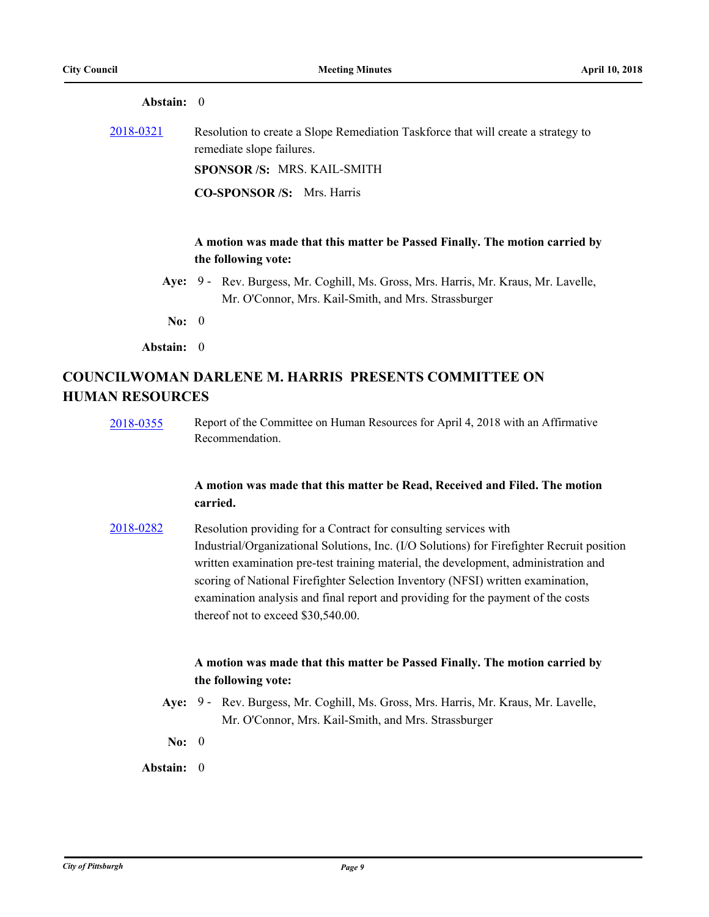**Abstain:** 0

2018-0321 Resolution to create a Slope Remediation Taskforce that will create a strategy to remediate slope failures.

**SPONSOR /S:** MRS. KAIL-SMITH

**CO-SPONSOR /S:** Mrs. Harris

**A motion was made that this matter be Passed Finally. The motion carried by the following vote:**

**Aye:** 9 - Rev. Burgess, Mr. Coghill, Ms. Gross, Mrs. Harris, Mr. Kraus, Mr. Lavelle, Mr. O'Connor, Mrs. Kail-Smith, and Mrs. Strassburger

**No:** 0

**Abstain:** 0

## COUNCILWOMAN DARLENE M. HARRIS PRESENTS COMMITTEE ON HUMAN RESOURCES

2018-0355 Report of the Committee on Human Resources for April 4, 2018 with an Affirmative Recommendation.

**A motion was made that this matter be Read, Received and Filed. The motion carried.**

2018-0282 Resolution providing for a Contract for consulting services with Industrial/Organizational Solutions, Inc. (I/O Solutions) for Firefighter Recruit position written examination pre-test training material, the development, administration and scoring of National Firefighter Selection Inventory (NFSI) written examination, examination analysis and final report and providing for the payment of the costs thereof not to exceed $30,540.00.

**A motion was made that this matter be Passed Finally. The motion carried by the following vote:**

**Aye:** 9 - Rev. Burgess, Mr. Coghill, Ms. Gross, Mrs. Harris, Mr. Kraus, Mr. Lavelle, Mr. O'Connor, Mrs. Kail-Smith, and Mrs. Strassburger

**No:** 0

**Abstain:** 0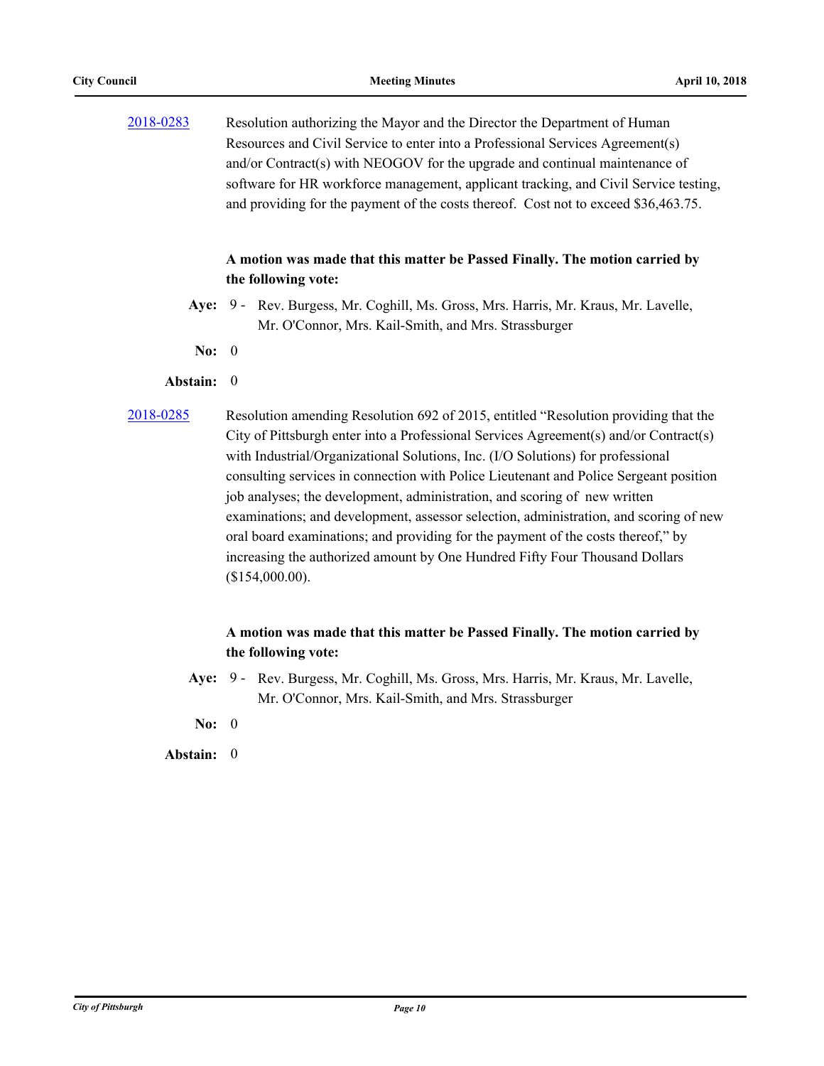[2018-0283](#)

Resolution authorizing the Mayor and the Director the Department of Human Resources and Civil Service to enter into a Professional Services Agreement(s) and/or Contract(s) with NEOGOV for the upgrade and continual maintenance of software for HR workforce management, applicant tracking, and Civil Service testing, and providing for the payment of the costs thereof. Cost not to exceed $36,463.75.

**A motion was made that this matter be Passed Finally. The motion carried by the following vote:**

**Aye:** 9 - Rev. Burgess, Mr. Coghill, Ms. Gross, Mrs. Harris, Mr. Kraus, Mr. Lavelle, Mr. O'Connor, Mrs. Kail-Smith, and Mrs. Strassburger

**No:** 0

**Abstain:** 0

[2018-0285](#)

Resolution amending Resolution 692 of 2015, entitled "Resolution providing that the City of Pittsburgh enter into a Professional Services Agreement(s) and/or Contract(s) with Industrial/Organizational Solutions, Inc. (I/O Solutions) for professional consulting services in connection with Police Lieutenant and Police Sergeant position job analyses; the development, administration, and scoring of new written examinations; and development, assessor selection, administration, and scoring of new oral board examinations; and providing for the payment of the costs thereof," by increasing the authorized amount by One Hundred Fifty Four Thousand Dollars ($154,000.00).

**A motion was made that this matter be Passed Finally. The motion carried by the following vote:**

**Aye:** 9 - Rev. Burgess, Mr. Coghill, Ms. Gross, Mrs. Harris, Mr. Kraus, Mr. Lavelle, Mr. O'Connor, Mrs. Kail-Smith, and Mrs. Strassburger

**No:** 0

**Abstain:** 0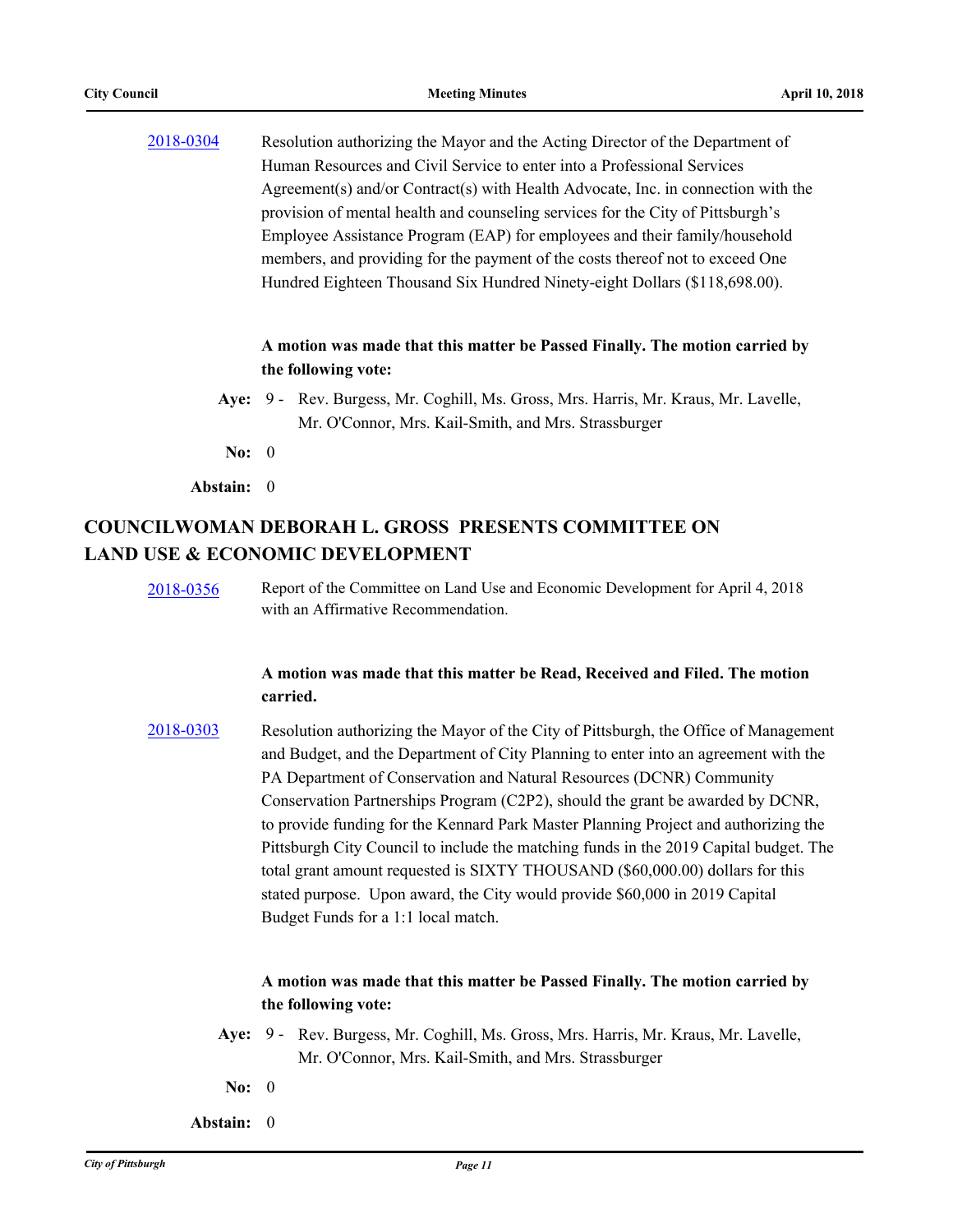2018-0304 Resolution authorizing the Mayor and the Acting Director of the Department of Human Resources and Civil Service to enter into a Professional Services Agreement(s) and/or Contract(s) with Health Advocate, Inc. in connection with the provision of mental health and counseling services for the City of Pittsburgh's Employee Assistance Program (EAP) for employees and their family/household members, and providing for the payment of the costs thereof not to exceed One Hundred Eighteen Thousand Six Hundred Ninety-eight Dollars ($118,698.00).

**A motion was made that this matter be Passed Finally. The motion carried by the following vote:**

**Aye:** 9 - Rev. Burgess, Mr. Coghill, Ms. Gross, Mrs. Harris, Mr. Kraus, Mr. Lavelle, Mr. O'Connor, Mrs. Kail-Smith, and Mrs. Strassburger

**No:** 0

**Abstain:** 0

## COUNCILWOMAN DEBORAH L. GROSS PRESENTS COMMITTEE ON LAND USE & ECONOMIC DEVELOPMENT

2018-0356 Report of the Committee on Land Use and Economic Development for April 4, 2018 with an Affirmative Recommendation.

**A motion was made that this matter be Read, Received and Filed. The motion carried.**

2018-0303 Resolution authorizing the Mayor of the City of Pittsburgh, the Office of Management and Budget, and the Department of City Planning to enter into an agreement with the PA Department of Conservation and Natural Resources (DCNR) Community Conservation Partnerships Program (C2P2), should the grant be awarded by DCNR, to provide funding for the Kennard Park Master Planning Project and authorizing the Pittsburgh City Council to include the matching funds in the 2019 Capital budget. The total grant amount requested is SIXTY THOUSAND ($60,000.00) dollars for this stated purpose. Upon award, the City would provide $60,000 in 2019 Capital Budget Funds for a 1:1 local match.

**A motion was made that this matter be Passed Finally. The motion carried by the following vote:**

**Aye:** 9 - Rev. Burgess, Mr. Coghill, Ms. Gross, Mrs. Harris, Mr. Kraus, Mr. Lavelle, Mr. O'Connor, Mrs. Kail-Smith, and Mrs. Strassburger

**No:** 0

**Abstain:** 0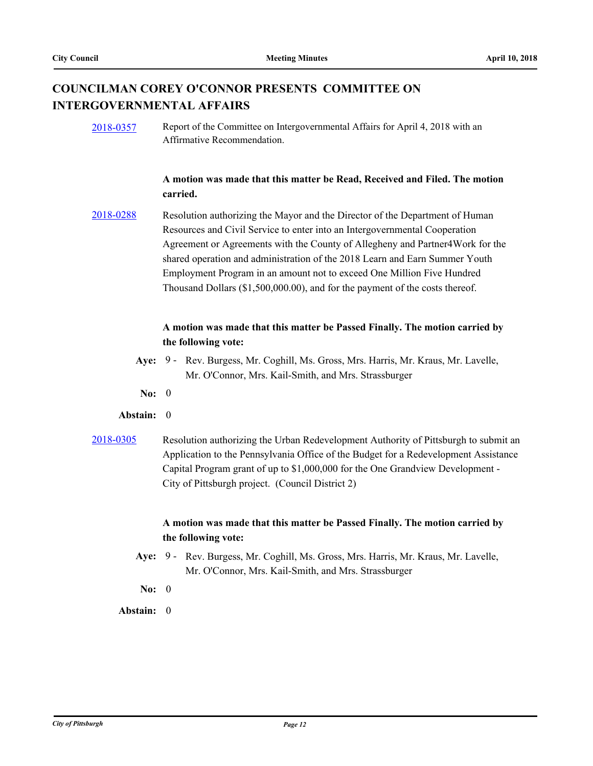## COUNCILMAN COREY O'CONNOR PRESENTS COMMITTEE ON INTERGOVERNMENTAL AFFAIRS

2018-0357 Report of the Committee on Intergovernmental Affairs for April 4, 2018 with an Affirmative Recommendation.

**A motion was made that this matter be Read, Received and Filed. The motion carried.**

2018-0288 Resolution authorizing the Mayor and the Director of the Department of Human Resources and Civil Service to enter into an Intergovernmental Cooperation Agreement or Agreements with the County of Allegheny and Partner4Work for the shared operation and administration of the 2018 Learn and Earn Summer Youth Employment Program in an amount not to exceed One Million Five Hundred Thousand Dollars ($1,500,000.00), and for the payment of the costs thereof.

**A motion was made that this matter be Passed Finally. The motion carried by the following vote:**

**Aye:** 9 - Rev. Burgess, Mr. Coghill, Ms. Gross, Mrs. Harris, Mr. Kraus, Mr. Lavelle, Mr. O'Connor, Mrs. Kail-Smith, and Mrs. Strassburger

**No:** 0

**Abstain:** 0

2018-0305 Resolution authorizing the Urban Redevelopment Authority of Pittsburgh to submit an Application to the Pennsylvania Office of the Budget for a Redevelopment Assistance Capital Program grant of up to $1,000,000 for the One Grandview Development - City of Pittsburgh project. (Council District 2)

**A motion was made that this matter be Passed Finally. The motion carried by the following vote:**

**Aye:** 9 - Rev. Burgess, Mr. Coghill, Ms. Gross, Mrs. Harris, Mr. Kraus, Mr. Lavelle, Mr. O'Connor, Mrs. Kail-Smith, and Mrs. Strassburger

**No:** 0

**Abstain:** 0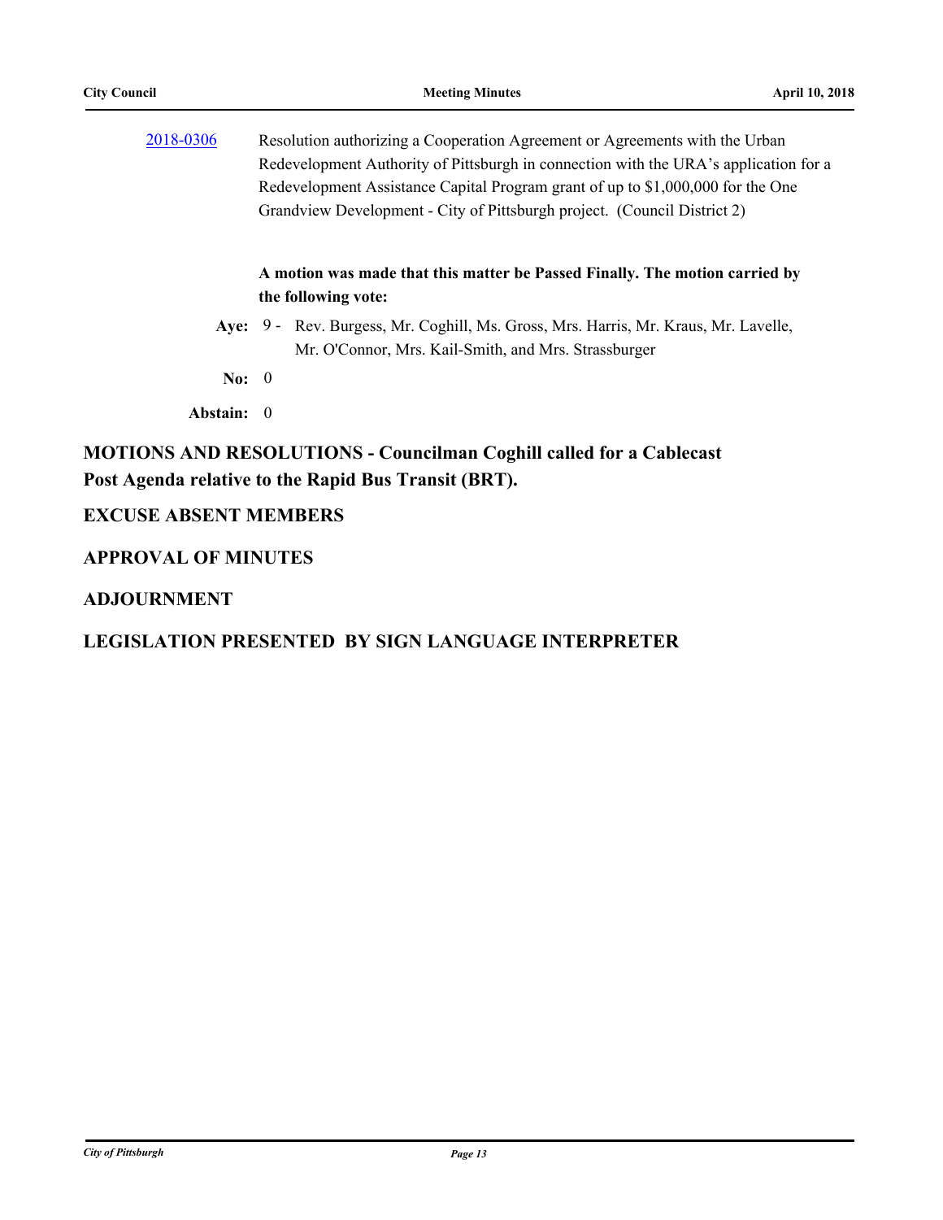2018-0306 Resolution authorizing a Cooperation Agreement or Agreements with the Urban Redevelopment Authority of Pittsburgh in connection with the URA's application for a Redevelopment Assistance Capital Program grant of up to $1,000,000 for the One Grandview Development - City of Pittsburgh project. (Council District 2)

**A motion was made that this matter be Passed Finally. The motion carried by the following vote:**

**Aye:** 9 - Rev. Burgess, Mr. Coghill, Ms. Gross, Mrs. Harris, Mr. Kraus, Mr. Lavelle, Mr. O'Connor, Mrs. Kail-Smith, and Mrs. Strassburger

**No:** 0

**Abstain:** 0

## MOTIONS AND RESOLUTIONS - Councilman Coghill called for a Cablecast Post Agenda relative to the Rapid Bus Transit (BRT).

## EXCUSE ABSENT MEMBERS

## APPROVAL OF MINUTES

## ADJOURNMENT

## LEGISLATION PRESENTED BY SIGN LANGUAGE INTERPRETER